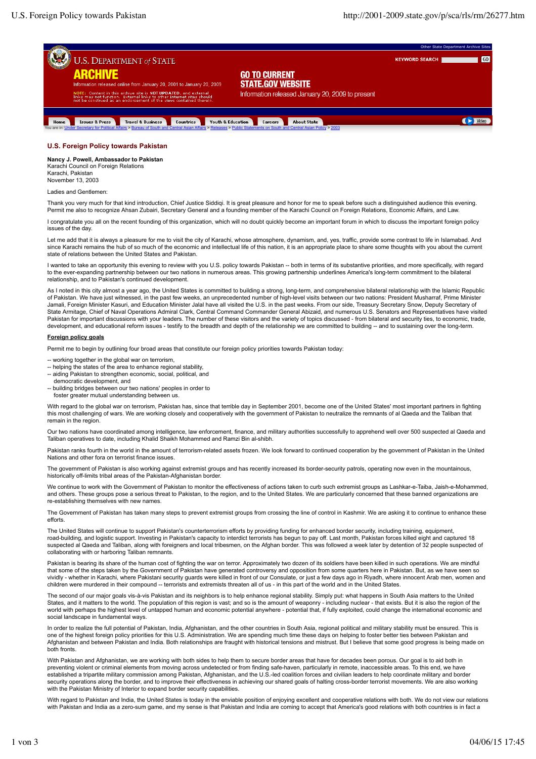## U.S. Foreign Policy towards Pakistan

**Nancy J. Powell, Ambassador to Pakistan**
Karachi Council on Foreign Relations
Karachi, Pakistan
November 13, 2003

Ladies and Gentlemen:

Thank you very much for that kind introduction, Chief Justice Siddiqi. It is great pleasure and honor for me to speak before such a distinguished audience this evening. Permit me also to recognize Ahsan Zubairi, Secretary General and a founding member of the Karachi Council on Foreign Relations, Economic Affairs, and Law.

I congratulate you all on the recent founding of this organization, which will no doubt quickly become an important forum in which to discuss the important foreign policy issues of the day.

Let me add that it is always a pleasure for me to visit the city of Karachi, whose atmosphere, dynamism, and, yes, traffic, provide some contrast to life in Islamabad. And since Karachi remains the hub of so much of the economic and intellectual life of this nation, it is an appropriate place to share some thoughts with you about the current state of relations between the United States and Pakistan.

I wanted to take an opportunity this evening to review with you U.S. policy towards Pakistan -- both in terms of its substantive priorities, and more specifically, with regard to the ever-expanding partnership between our two nations in numerous areas. This growing partnership underlines America's long-term commitment to the bilateral relationship, and to Pakistan's continued development.

As I noted in this city almost a year ago, the United States is committed to building a strong, long-term, and comprehensive bilateral relationship with the Islamic Republic of Pakistan. We have just witnessed, in the past few weeks, an unprecedented number of high-level visits between our two nations: President Musharraf, Prime Minister Jamali, Foreign Minister Kasuri, and Education Minister Jalal have all visited the U.S. in the past weeks. From our side, Treasury Secretary Snow, Deputy Secretary of State Armitage, Chief of Naval Operations Admiral Clark, Central Command Commander General Abizaid, and numerous U.S. Senators and Representatives have visited Pakistan for important discussions with your leaders. The number of these visitors and the variety of topics discussed - from bilateral and security ties, to economic, trade, development, and educational reform issues - testify to the breadth and depth of the relationship we are committed to building -- and to sustaining over the long-term.

**Foreign policy goals**

Permit me to begin by outlining four broad areas that constitute our foreign policy priorities towards Pakistan today:

-- working together in the global war on terrorism,
-- helping the states of the area to enhance regional stability,
-- aiding Pakistan to strengthen economic, social, political, and democratic development, and
-- building bridges between our two nations' peoples in order to foster greater mutual understanding between us.

With regard to the global war on terrorism, Pakistan has, since that terrible day in September 2001, become one of the United States' most important partners in fighting this most challenging of wars. We are working closely and cooperatively with the government of Pakistan to neutralize the remnants of al Qaeda and the Taliban that remain in the region.

Our two nations have coordinated among intelligence, law enforcement, finance, and military authorities successfully to apprehend well over 500 suspected al Qaeda and Taliban operatives to date, including Khalid Shaikh Mohammed and Ramzi Bin al-shibh.

Pakistan ranks fourth in the world in the amount of terrorism-related assets frozen. We look forward to continued cooperation by the government of Pakistan in the United Nations and other fora on terrorist finance issues.

The government of Pakistan is also working against extremist groups and has recently increased its border-security patrols, operating now even in the mountainous, historically off-limits tribal areas of the Pakistan-Afghanistan border.

We continue to work with the Government of Pakistan to monitor the effectiveness of actions taken to curb such extremist groups as Lashkar-e-Taiba, Jaish-e-Mohammed, and others. These groups pose a serious threat to Pakistan, to the region, and to the United States. We are particularly concerned that these banned organizations are re-establishing themselves with new names.

The Government of Pakistan has taken many steps to prevent extremist groups from crossing the line of control in Kashmir. We are asking it to continue to enhance these efforts.

The United States will continue to support Pakistan's counterterrorism efforts by providing funding for enhanced border security, including training, equipment, road-building, and logistic support. Investing in Pakistan's capacity to interdict terrorists has begun to pay off. Last month, Pakistan forces killed eight and captured 18 suspected al Qaeda and Taliban, along with foreigners and local tribesmen, on the Afghan border. This was followed a week later by detention of 32 people suspected of collaborating with or harboring Taliban remnants.

Pakistan is bearing its share of the human cost of fighting the war on terror. Approximately two dozen of its soldiers have been killed in such operations. We are mindful that some of the steps taken by the Government of Pakistan have generated controversy and opposition from some quarters here in Pakistan. But, as we have seen so vividly - whether in Karachi, where Pakistani security guards were killed in front of our Consulate, or just a few days ago in Riyadh, where innocent Arab men, women and children were murdered in their compound -- terrorists and extremists threaten all of us - in this part of the world and in the United States.

The second of our major goals vis-à-vis Pakistan and its neighbors is to help enhance regional stability. Simply put: what happens in South Asia matters to the United States, and it matters to the world. The population of this region is vast; and so is the amount of weaponry - including nuclear - that exists. But it is also the region of the world with perhaps the highest level of untapped human and economic potential anywhere - potential that, if fully exploited, could change the international economic and social landscape in fundamental ways.

In order to realize the full potential of Pakistan, India, Afghanistan, and the other countries in South Asia, regional political and military stability must be ensured. This is one of the highest foreign policy priorities for this U.S. Administration. We are spending much time these days on helping to foster better ties between Pakistan and Afghanistan and between Pakistan and India. Both relationships are fraught with historical tensions and mistrust. But I believe that some good progress is being made on both fronts.

With Pakistan and Afghanistan, we are working with both sides to help them to secure border areas that have for decades been porous. Our goal is to aid both in preventing violent or criminal elements from moving across undetected or from finding safe-haven, particularly in remote, inaccessible areas. To this end, we have established a tripartite military commission among Pakistan, Afghanistan, and the U.S.-led coalition forces and civilian leaders to help coordinate military and border security operations along the border, and to improve their effectiveness in achieving our shared goals of halting cross-border terrorist movements. We are also working with the Pakistan Ministry of Interior to expand border security capabilities.

With regard to Pakistan and India, the United States is today in the enviable position of enjoying excellent and cooperative relations with both. We do not view our relations with Pakistan and India as a zero-sum game, and my sense is that Pakistan and India are coming to accept that America's good relations with both countries is in fact a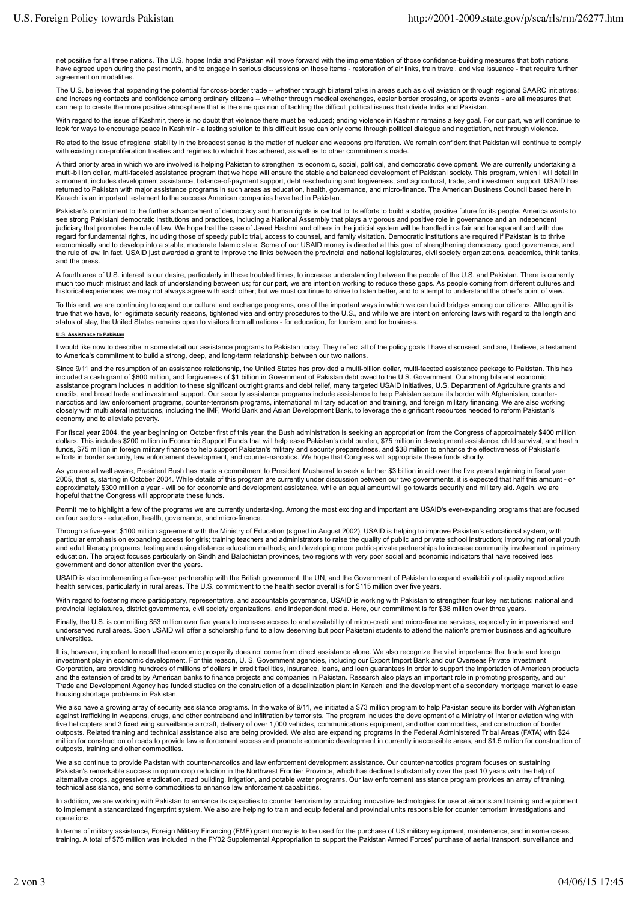net positive for all three nations. The U.S. hopes India and Pakistan will move forward with the implementation of those confidence-building measures that both nations have agreed upon during the past month, and to engage in serious discussions on those items - restoration of air links, train travel, and visa issuance - that require further agreement on modalities.

The U.S. believes that expanding the potential for cross-border trade -- whether through bilateral talks in areas such as civil aviation or through regional SAARC initiatives; and increasing contacts and confidence among ordinary citizens -- whether through medical exchanges, easier border crossing, or sports events - are all measures that can help to create the more positive atmosphere that is the sine qua non of tackling the difficult political issues that divide India and Pakistan.

With regard to the issue of Kashmir, there is no doubt that violence there must be reduced; ending violence in Kashmir remains a key goal. For our part, we will continue to look for ways to encourage peace in Kashmir - a lasting solution to this difficult issue can only come through political dialogue and negotiation, not through violence.

Related to the issue of regional stability in the broadest sense is the matter of nuclear and weapons proliferation. We remain confident that Pakistan will continue to comply with existing non-proliferation treaties and regimes to which it has adhered, as well as to other commitments made.

A third priority area in which we are involved is helping Pakistan to strengthen its economic, social, political, and democratic development. We are currently undertaking a multi-billion dollar, multi-faceted assistance program that we hope will ensure the stable and balanced development of Pakistani society. This program, which I will detail in a moment, includes development assistance, balance-of-payment support, debt rescheduling and forgiveness, and agricultural, trade, and investment support. USAID has returned to Pakistan with major assistance programs in such areas as education, health, governance, and micro-finance. The American Business Council based here in Karachi is an important testament to the success American companies have had in Pakistan.

Pakistan's commitment to the further advancement of democracy and human rights is central to its efforts to build a stable, positive future for its people. America wants to see strong Pakistani democratic institutions and practices, including a National Assembly that plays a vigorous and positive role in governance and an independent judiciary that promotes the rule of law. We hope that the case of Javed Hashmi and others in the judicial system will be handled in a fair and transparent and with due regard for fundamental rights, including those of speedy public trial, access to counsel, and family visitation. Democratic institutions are required if Pakistan is to thrive economically and to develop into a stable, moderate Islamic state. Some of our USAID money is directed at this goal of strengthening democracy, good governance, and the rule of law. In fact, USAID just awarded a grant to improve the links between the provincial and national legislatures, civil society organizations, academics, think tanks, and the press.

A fourth area of U.S. interest is our desire, particularly in these troubled times, to increase understanding between the people of the U.S. and Pakistan. There is currently much too much mistrust and lack of understanding between us; for our part, we are intent on working to reduce these gaps. As people coming from different cultures and historical experiences, we may not always agree with each other; but we must continue to strive to listen better, and to attempt to understand the other's point of view.

To this end, we are continuing to expand our cultural and exchange programs, one of the important ways in which we can build bridges among our citizens. Although it is true that we have, for legitimate security reasons, tightened visa and entry procedures to the U.S., and while we are intent on enforcing laws with regard to the length and status of stay, the United States remains open to visitors from all nations - for education, for tourism, and for business.

### U.S. Assistance to Pakistan

I would like now to describe in some detail our assistance programs to Pakistan today. They reflect all of the policy goals I have discussed, and are, I believe, a testament to America's commitment to build a strong, deep, and long-term relationship between our two nations.

Since 9/11 and the resumption of an assistance relationship, the United States has provided a multi-billion dollar, multi-faceted assistance package to Pakistan. This has included a cash grant of $600 million, and forgiveness of $1 billion in Government of Pakistan debt owed to the U.S. Government. Our strong bilateral economic assistance program includes in addition to these significant outright grants and debt relief, many targeted USAID initiatives, U.S. Department of Agriculture grants and credits, and broad trade and investment support. Our security assistance programs include assistance to help Pakistan secure its border with Afghanistan, counter-narcotics and law enforcement programs, counter-terrorism programs, international military education and training, and foreign military financing. We are also working closely with multilateral institutions, including the IMF, World Bank and Asian Development Bank, to leverage the significant resources needed to reform Pakistan's economy and to alleviate poverty.

For fiscal year 2004, the year beginning on October first of this year, the Bush administration is seeking an appropriation from the Congress of approximately $400 million dollars. This includes $200 million in Economic Support Funds that will help ease Pakistan's debt burden, $75 million in development assistance, child survival, and health funds, $75 million in foreign military finance to help support Pakistan's military and security preparedness, and $38 million to enhance the effectiveness of Pakistan's efforts in border security, law enforcement development, and counter-narcotics. We hope that Congress will appropriate these funds shortly.

As you are all well aware, President Bush has made a commitment to President Musharraf to seek a further $3 billion in aid over the five years beginning in fiscal year 2005, that is, starting in October 2004. While details of this program are currently under discussion between our two governments, it is expected that half this amount - or approximately $300 million a year - will be for economic and development assistance, while an equal amount will go towards security and military aid. Again, we are hopeful that the Congress will appropriate these funds.

Permit me to highlight a few of the programs we are currently undertaking. Among the most exciting and important are USAID's ever-expanding programs that are focused on four sectors - education, health, governance, and micro-finance.

Through a five-year, $100 million agreement with the Ministry of Education (signed in August 2002), USAID is helping to improve Pakistan's educational system, with particular emphasis on expanding access for girls; training teachers and administrators to raise the quality of public and private school instruction; improving national youth and adult literacy programs; testing and using distance education methods; and developing more public-private partnerships to increase community involvement in primary education. The project focuses particularly on Sindh and Balochistan provinces, two regions with very poor social and economic indicators that have received less government and donor attention over the years.

USAID is also implementing a five-year partnership with the British government, the UN, and the Government of Pakistan to expand availability of quality reproductive health services, particularly in rural areas. The U.S. commitment to the health sector overall is for $115 million over five years.

With regard to fostering more participatory, representative, and accountable governance, USAID is working with Pakistan to strengthen four key institutions: national and provincial legislatures, district governments, civil society organizations, and independent media. Here, our commitment is for $38 million over three years.

Finally, the U.S. is committing $53 million over five years to increase access to and availability of micro-credit and micro-finance services, especially in impoverished and underserved rural areas. Soon USAID will offer a scholarship fund to allow deserving but poor Pakistani students to attend the nation's premier business and agriculture universities.

It is, however, important to recall that economic prosperity does not come from direct assistance alone. We also recognize the vital importance that trade and foreign investment play in economic development. For this reason, U. S. Government agencies, including our Export Import Bank and our Overseas Private Investment Corporation, are providing hundreds of millions of dollars in credit facilities, insurance, loans, and loan guarantees in order to support the importation of American products and the extension of credits by American banks to finance projects and companies in Pakistan. Research also plays an important role in promoting prosperity, and our Trade and Development Agency has funded studies on the construction of a desalinization plant in Karachi and the development of a secondary mortgage market to ease housing shortage problems in Pakistan.

We also have a growing array of security assistance programs. In the wake of 9/11, we initiated a $73 million program to help Pakistan secure its border with Afghanistan against trafficking in weapons, drugs, and other contraband and infiltration by terrorists. The program includes the development of a Ministry of Interior aviation wing with five helicopters and 3 fixed wing surveillance aircraft, delivery of over 1,000 vehicles, communications equipment, and other commodities, and construction of border outposts. Related training and technical assistance also are being provided. We also are expanding programs in the Federal Administered Tribal Areas (FATA) with $24 million for construction of roads to provide law enforcement access and promote economic development in currently inaccessible areas, and $1.5 million for construction of outposts, training and other commodities.

We also continue to provide Pakistan with counter-narcotics and law enforcement development assistance. Our counter-narcotics program focuses on sustaining Pakistan's remarkable success in opium crop reduction in the Northwest Frontier Province, which has declined substantially over the past 10 years with the help of alternative crops, aggressive eradication, road building, irrigation, and potable water programs. Our law enforcement assistance program provides an array of training, technical assistance, and some commodities to enhance law enforcement capabilities.

In addition, we are working with Pakistan to enhance its capacities to counter terrorism by providing innovative technologies for use at airports and training and equipment to implement a standardized fingerprint system. We also are helping to train and equip federal and provincial units responsible for counter terrorism investigations and operations.

In terms of military assistance, Foreign Military Financing (FMF) grant money is to be used for the purchase of US military equipment, maintenance, and in some cases, training. A total of $75 million was included in the FY02 Supplemental Appropriation to support the Pakistan Armed Forces' purchase of aerial transport, surveillance and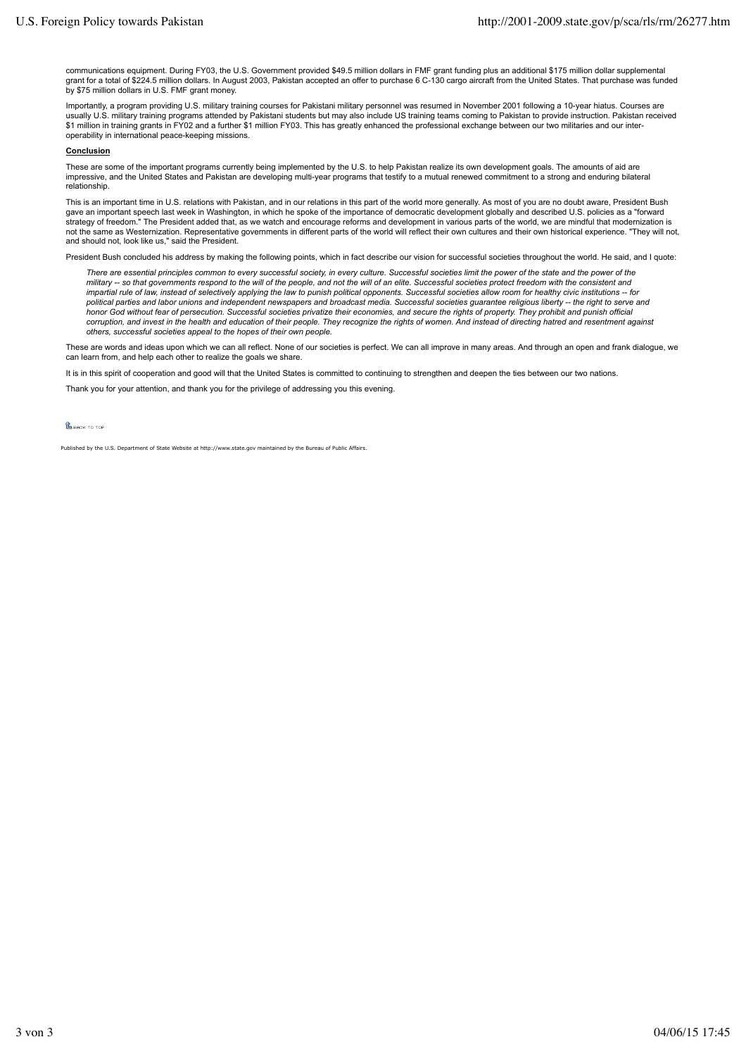communications equipment. During FY03, the U.S. Government provided $49.5 million dollars in FMF grant funding plus an additional $175 million dollar supplemental grant for a total of $224.5 million dollars. In August 2003, Pakistan accepted an offer to purchase 6 C-130 cargo aircraft from the United States. That purchase was funded by $75 million dollars in U.S. FMF grant money.

Importantly, a program providing U.S. military training courses for Pakistani military personnel was resumed in November 2001 following a 10-year hiatus. Courses are usually U.S. military training programs attended by Pakistani students but may also include US training teams coming to Pakistan to provide instruction. Pakistan received $1 million in training grants in FY02 and a further $1 million FY03. This has greatly enhanced the professional exchange between our two militaries and our inter-operability in international peace-keeping missions.

**Conclusion**

These are some of the important programs currently being implemented by the U.S. to help Pakistan realize its own development goals. The amounts of aid are impressive, and the United States and Pakistan are developing multi-year programs that testify to a mutual renewed commitment to a strong and enduring bilateral relationship.

This is an important time in U.S. relations with Pakistan, and in our relations in this part of the world more generally. As most of you are no doubt aware, President Bush gave an important speech last week in Washington, in which he spoke of the importance of democratic development globally and described U.S. policies as a "forward strategy of freedom." The President added that, as we watch and encourage reforms and development in various parts of the world, we are mindful that modernization is not the same as Westernization. Representative governments in different parts of the world will reflect their own cultures and their own historical experience. "They will not, and should not, look like us," said the President.

President Bush concluded his address by making the following points, which in fact describe our vision for successful societies throughout the world. He said, and I quote:

> *There are essential principles common to every successful society, in every culture. Successful societies limit the power of the state and the power of the military -- so that governments respond to the will of the people, and not the will of an elite. Successful societies protect freedom with the consistent and impartial rule of law, instead of selectively applying the law to punish political opponents. Successful societies allow room for healthy civic institutions -- for political parties and labor unions and independent newspapers and broadcast media. Successful societies guarantee religious liberty -- the right to serve and honor God without fear of persecution. Successful societies privatize their economies, and secure the rights of property. They prohibit and punish official corruption, and invest in the health and education of their people. They recognize the rights of women. And instead of directing hatred and resentment against others, successful societies appeal to the hopes of their own people.*

These are words and ideas upon which we can all reflect. None of our societies is perfect. We can all improve in many areas. And through an open and frank dialogue, we can learn from, and help each other to realize the goals we share.

It is in this spirit of cooperation and good will that the United States is committed to continuing to strengthen and deepen the ties between our two nations.

Thank you for your attention, and thank you for the privilege of addressing you this evening.

BACK TO TOP

Published by the U.S. Department of State Website at http://www.state.gov maintained by the Bureau of Public Affairs.